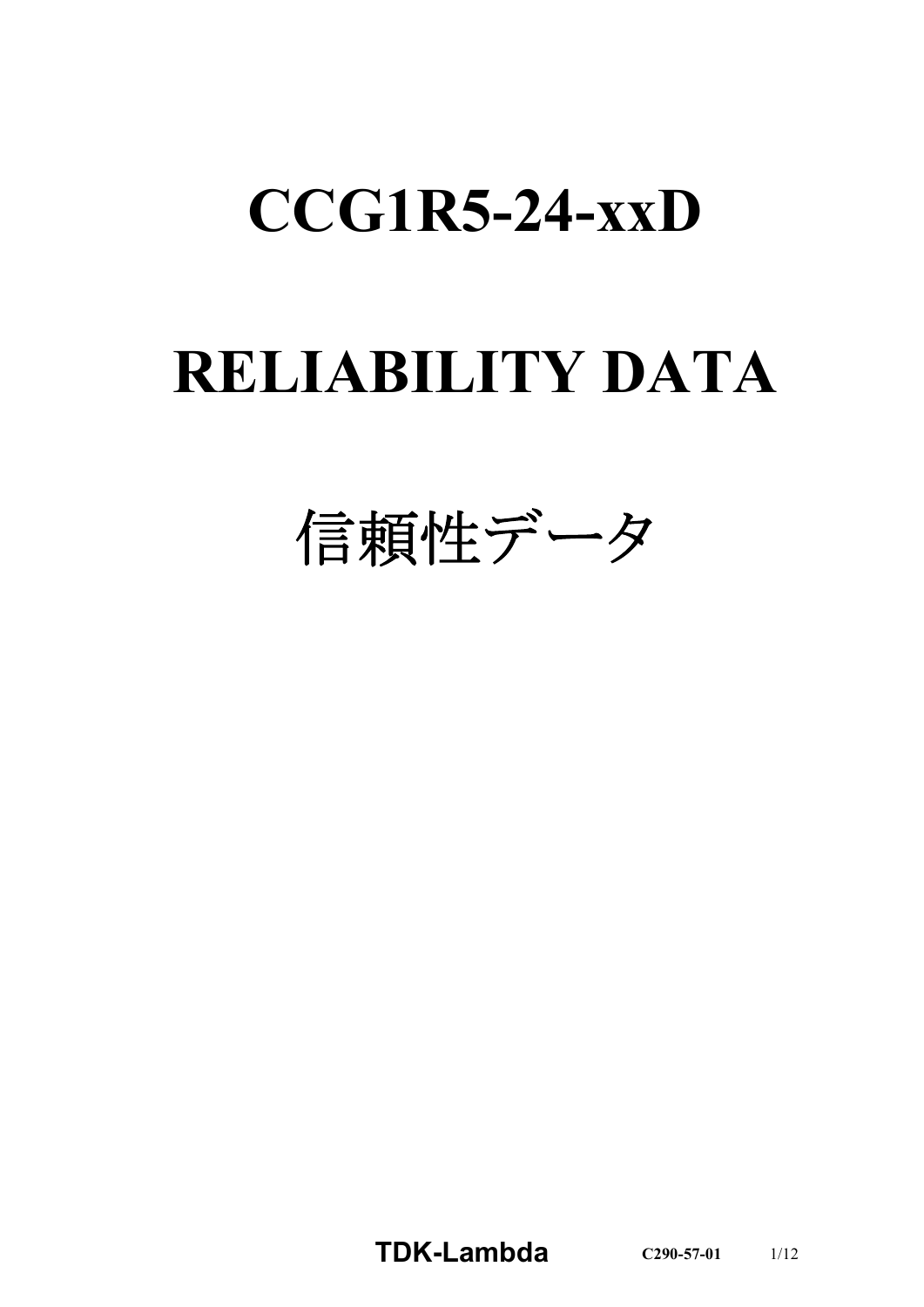# CCG1R5-24-xxD

# RELIABILITY DATA

# 信頼性データ

**TDK-Lambda** **C290-57-01**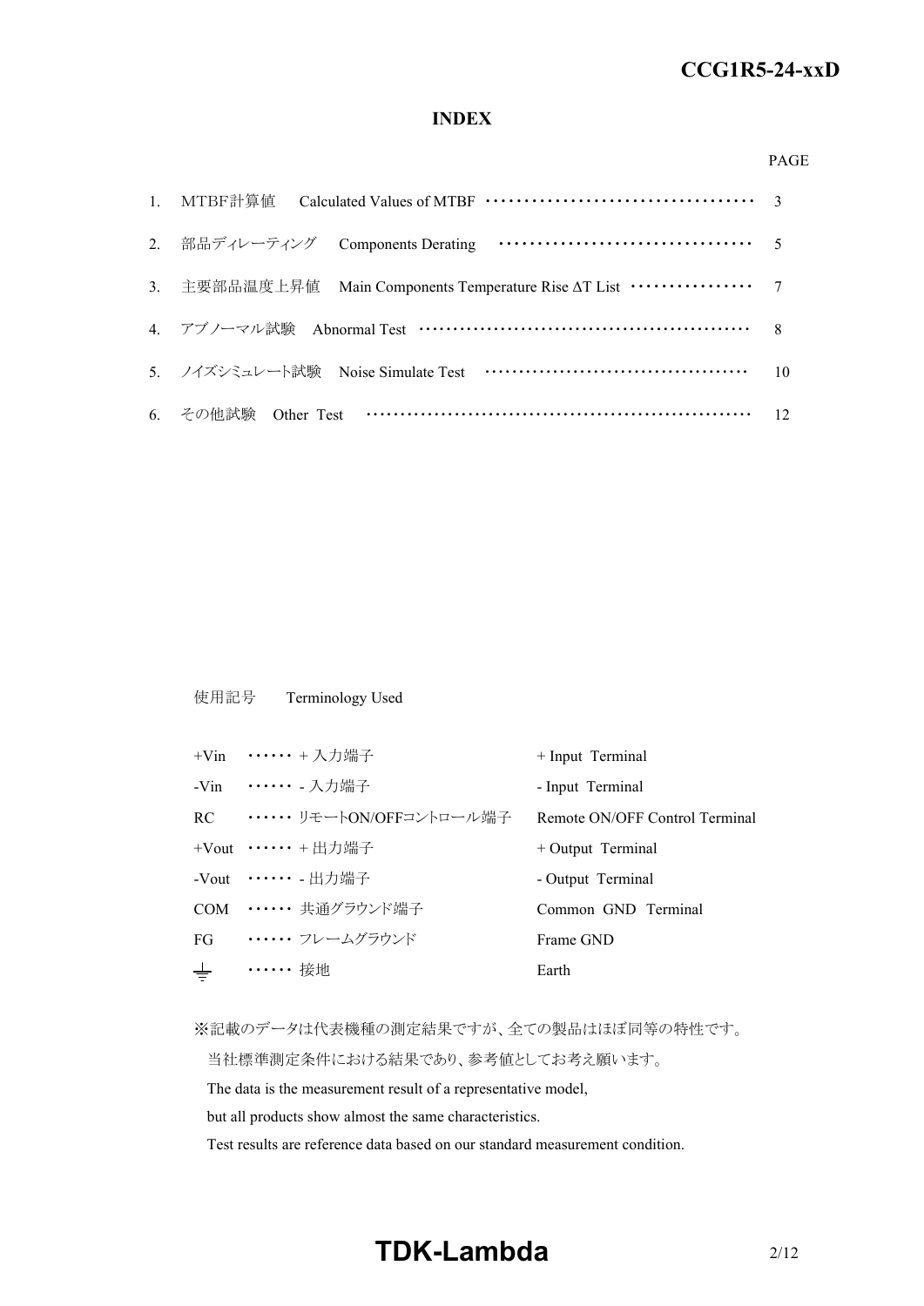## INDEX

| | | PAGE |
|---|---|---|
| 1. | MTBF計算値　Calculated Values of MTBF | 3 |
| 2. | 部品ディレーティング　Components Derating | 5 |
| 3. | 主要部品温度上昇値　Main Components Temperature Rise ΔT List | 7 |
| 4. | アブノーマル試験　Abnormal Test | 8 |
| 5. | ノイズシミュレート試験　Noise Simulate Test | 10 |
| 6. | その他試験　Other Test | 12 |

使用記号　Terminology Used

| | | |
|---|---|---|
| +Vin | ・・・・・・ + 入力端子 | + Input Terminal |
| -Vin | ・・・・・・ - 入力端子 | - Input Terminal |
| RC | ・・・・・・ リモートON/OFFコントロール端子 | Remote ON/OFF Control Terminal |
| +Vout | ・・・・・・ + 出力端子 | + Output Terminal |
| -Vout | ・・・・・・ - 出力端子 | - Output Terminal |
| COM | ・・・・・・ 共通グラウンド端子 | Common GND Terminal |
| FG | ・・・・・・ フレームグラウンド | Frame GND |
| ⏚ | ・・・・・・ 接地 | Earth |

※記載のデータは代表機種の測定結果ですが、全ての製品はほぼ同等の特性です。
当社標準測定条件における結果であり、参考値としてお考え願います。
The data is the measurement result of a representative model,
but all products show almost the same characteristics.
Test results are reference data based on our standard measurement condition.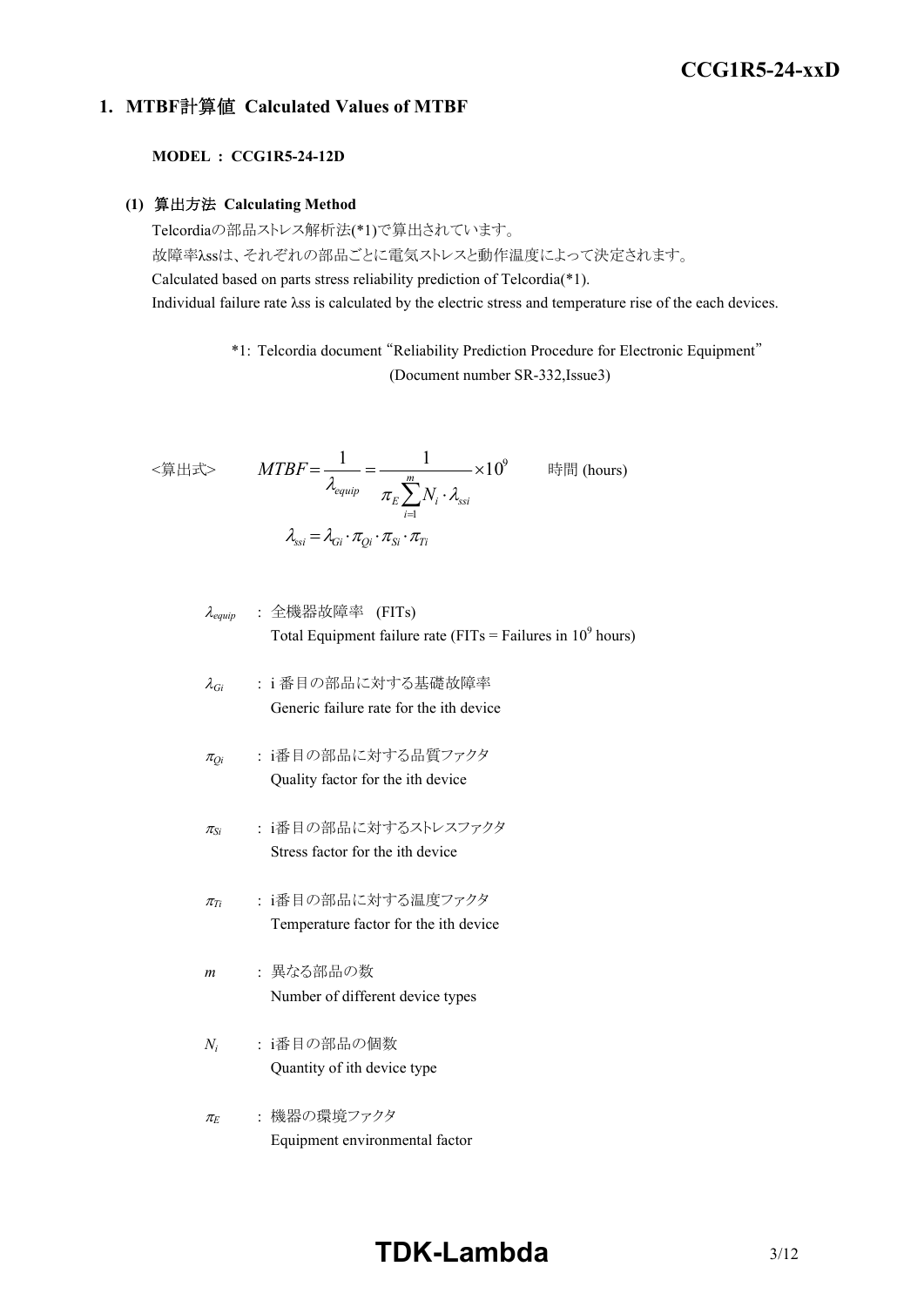## 1. MTBF計算値 Calculated Values of MTBF

**MODEL : CCG1R5-24-12D**

### (1) 算出方法 Calculating Method

Telcordiaの部品ストレス解析法(*1)で算出されています。
故障率λssは、それぞれの部品ごとに電気ストレスと動作温度によって決定されます。
Calculated based on parts stress reliability prediction of Telcordia(*1).
Individual failure rate λss is calculated by the electric stress and temperature rise of the each devices.

*1: Telcordia document "Reliability Prediction Procedure for Electronic Equipment" (Document number SR-332,Issue3)

<算出式>

$$MTBF = \frac{1}{\lambda_{equip}} = \frac{1}{\pi_E \sum_{i=1}^{m} N_i \cdot \lambda_{ssi}} \times 10^9 \quad \text{時間 (hours)}$$

$$\lambda_{ssi} = \lambda_{Gi} \cdot \pi_{Qi} \cdot \pi_{Si} \cdot \pi_{Ti}$$

$\lambda_{equip}$ : 全機器故障率 (FITs)
Total Equipment failure rate (FITs = Failures in $10^9$ hours)

$\lambda_{Gi}$ : i 番目の部品に対する基礎故障率
Generic failure rate for the ith device

$\pi_{Qi}$ : i番目の部品に対する品質ファクタ
Quality factor for the ith device

$\pi_{Si}$ : i番目の部品に対するストレスファクタ
Stress factor for the ith device

$\pi_{Ti}$ : i番目の部品に対する温度ファクタ
Temperature factor for the ith device

$m$ : 異なる部品の数
Number of different device types

$N_i$ : i番目の部品の個数
Quantity of ith device type

$\pi_E$ : 機器の環境ファクタ
Equipment environmental factor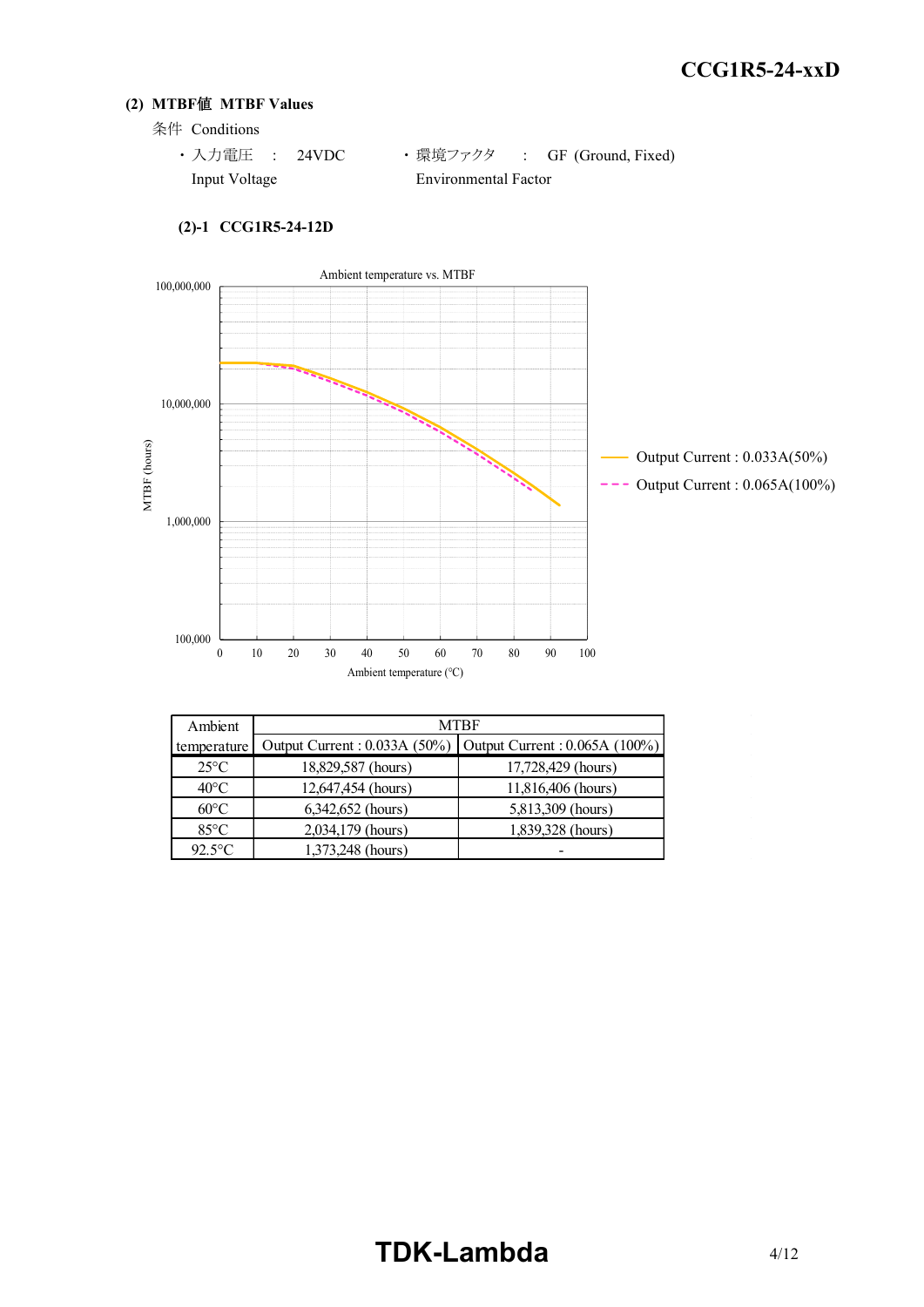## (2) MTBF値 MTBF Values

条件 Conditions

- 入力電圧 : 24VDC
  Input Voltage
- 環境ファクタ : GF (Ground, Fixed)
  Environmental Factor

### (2)-1 CCG1R5-24-12D

Ambient temperature vs. MTBF

| Ambient temperature | MTBF | |
|---|---|---|
| | Output Current : 0.033A (50%) | Output Current : 0.065A (100%) |
| 25°C | 18,829,587 (hours) | 17,728,429 (hours) |
| 40°C | 12,647,454 (hours) | 11,816,406 (hours) |
| 60°C | 6,342,652 (hours) | 5,813,309 (hours) |
| 85°C | 2,034,179 (hours) | 1,839,328 (hours) |
| 92.5°C | 1,373,248 (hours) | - |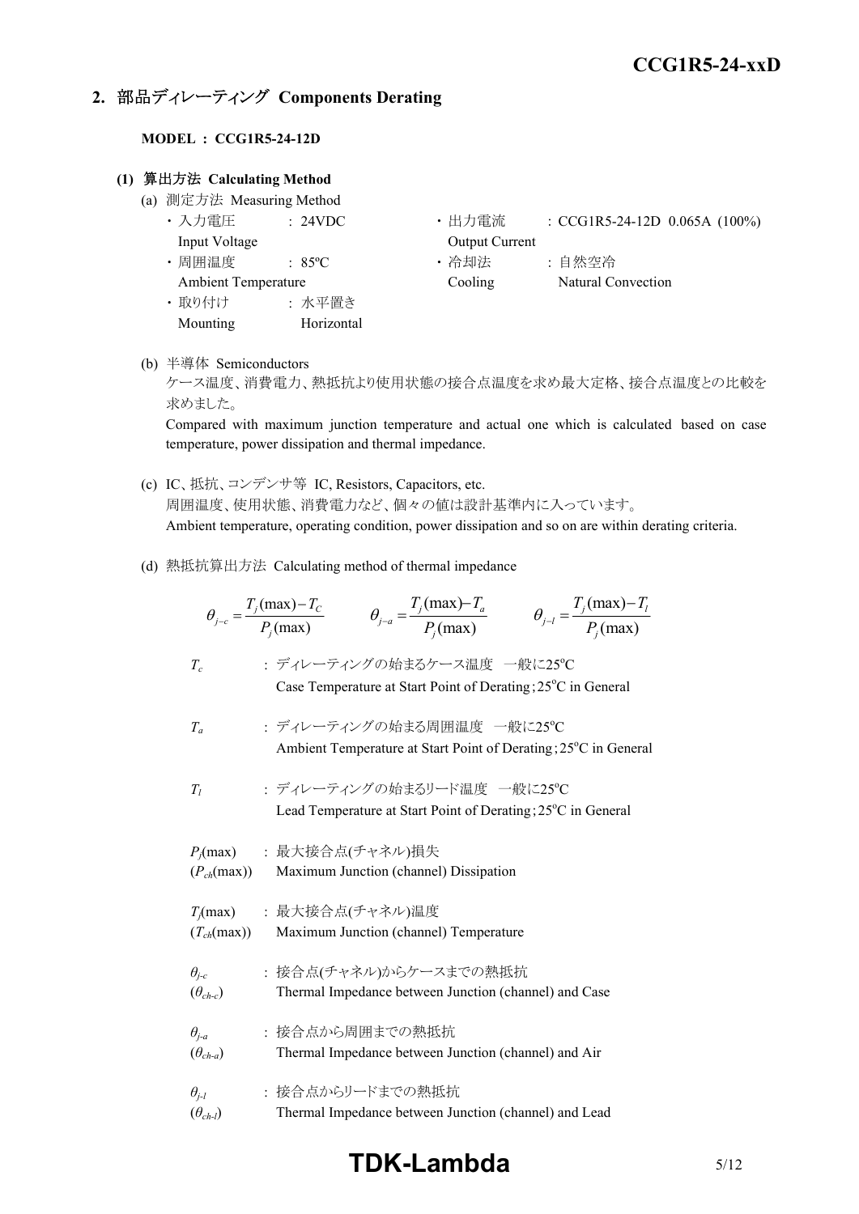## 2. 部品ディレーティング Components Derating

**MODEL : CCG1R5-24-12D**

### (1) 算出方法 Calculating Method

(a) 測定方法 Measuring Method

- 入力電圧 Input Voltage : 24VDC
- 出力電流 Output Current : CCG1R5-24-12D 0.065A (100%)
- 周囲温度 Ambient Temperature : 85ºC
- 冷却法 Cooling : 自然空冷 Natural Convection
- 取り付け Mounting : 水平置き Horizontal

(b) 半導体 Semiconductors

ケース温度、消費電力、熱抵抗より使用状態の接合点温度を求め最大定格、接合点温度との比較を求めました。

Compared with maximum junction temperature and actual one which is calculated based on case temperature, power dissipation and thermal impedance.

(c) IC、抵抗、コンデンサ等 IC, Resistors, Capacitors, etc.

周囲温度、使用状態、消費電力など、個々の値は設計基準内に入っています。

Ambient temperature, operating condition, power dissipation and so on are within derating criteria.

(d) 熱抵抗算出方法 Calculating method of thermal impedance

$$\theta_{j-c} = \frac{T_j(\max) - T_C}{P_j(\max)} \qquad \theta_{j-a} = \frac{T_j(\max) - T_a}{P_j(\max)} \qquad \theta_{j-l} = \frac{T_j(\max) - T_l}{P_j(\max)}$$

$T_c$ : ディレーティングの始まるケース温度 一般に25ºC
Case Temperature at Start Point of Derating;25ºC in General

$T_a$ : ディレーティングの始まる周囲温度 一般に25ºC
Ambient Temperature at Start Point of Derating;25ºC in General

$T_l$ : ディレーティングの始まるリード温度 一般に25ºC
Lead Temperature at Start Point of Derating;25ºC in General

$P_j(\max)$ ($P_{ch}(\max)$) : 最大接合点(チャネル)損失
Maximum Junction (channel) Dissipation

$T_j(\max)$ ($T_{ch}(\max)$) : 最大接合点(チャネル)温度
Maximum Junction (channel) Temperature

$\theta_{j-c}$ ($\theta_{ch-c}$) : 接合点(チャネル)からケースまでの熱抵抗
Thermal Impedance between Junction (channel) and Case

$\theta_{j-a}$ ($\theta_{ch-a}$) : 接合点から周囲までの熱抵抗
Thermal Impedance between Junction (channel) and Air

$\theta_{j-l}$ ($\theta_{ch-l}$) : 接合点からリードまでの熱抵抗
Thermal Impedance between Junction (channel) and Lead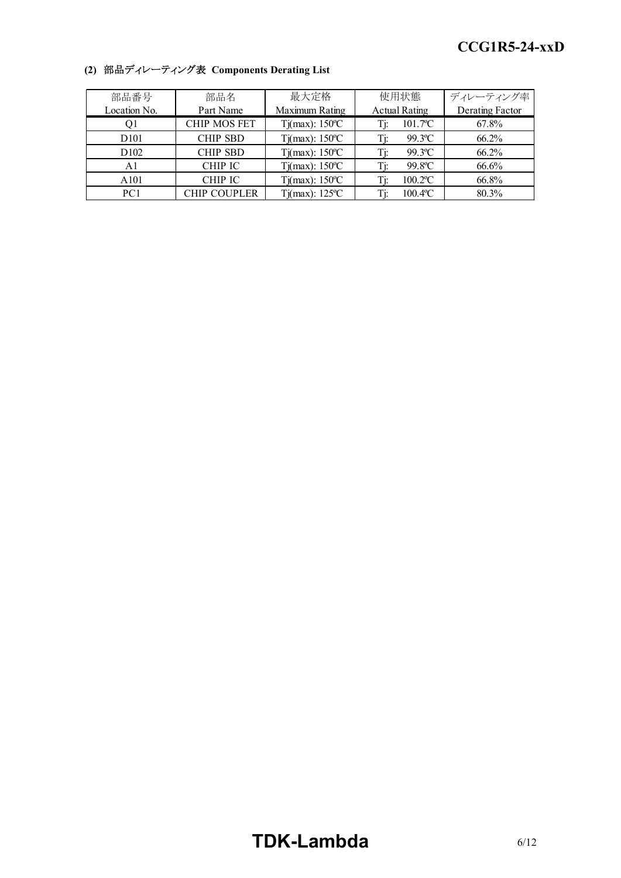### (2) 部品ディレーティング表 Components Derating List

| 部品番号<br>Location No. | 部品名<br>Part Name | 最大定格<br>Maximum Rating | 使用状態<br>Actual Rating | ディレーティング率<br>Derating Factor |
|---|---|---|---|---|
| Q1 | CHIP MOS FET | Tj(max): 150ºC | Tj: 101.7ºC | 67.8% |
| D101 | CHIP SBD | Tj(max): 150ºC | Tj: 99.3ºC | 66.2% |
| D102 | CHIP SBD | Tj(max): 150ºC | Tj: 99.3ºC | 66.2% |
| A1 | CHIP IC | Tj(max): 150ºC | Tj: 99.8ºC | 66.6% |
| A101 | CHIP IC | Tj(max): 150ºC | Tj: 100.2ºC | 66.8% |
| PC1 | CHIP COUPLER | Tj(max): 125ºC | Tj: 100.4ºC | 80.3% |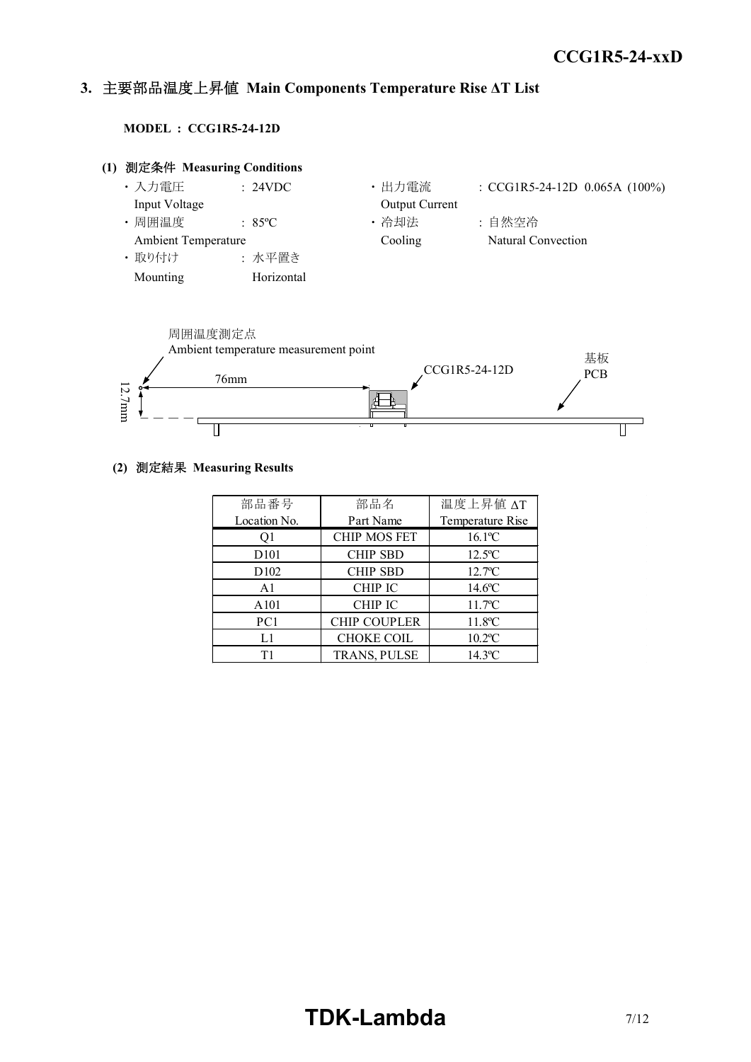## 3. 主要部品温度上昇値 Main Components Temperature Rise ΔT List

**MODEL ： CCG1R5-24-12D**

**(1) 測定条件 Measuring Conditions**

- 入力電圧 Input Voltage ： 24VDC
- 出力電流 Output Current ： CCG1R5-24-12D 0.065A (100%)
- 周囲温度 Ambient Temperature ： 85ºC
- 冷却法 Cooling ： 自然空冷 Natural Convection
- 取り付け Mounting ： 水平置き Horizontal

周囲温度測定点
Ambient temperature measurement point

76mm

12.7mm

CCG1R5-24-12D

基板
PCB

**(2) 測定結果 Measuring Results**

| 部品番号 Location No. | 部品名 Part Name | 温度上昇値 ΔT Temperature Rise |
|---|---|---|
| Q1 | CHIP MOS FET | 16.1ºC |
| D101 | CHIP SBD | 12.5ºC |
| D102 | CHIP SBD | 12.7ºC |
| A1 | CHIP IC | 14.6ºC |
| A101 | CHIP IC | 11.7ºC |
| PC1 | CHIP COUPLER | 11.8ºC |
| L1 | CHOKE COIL | 10.2ºC |
| T1 | TRANS, PULSE | 14.3ºC |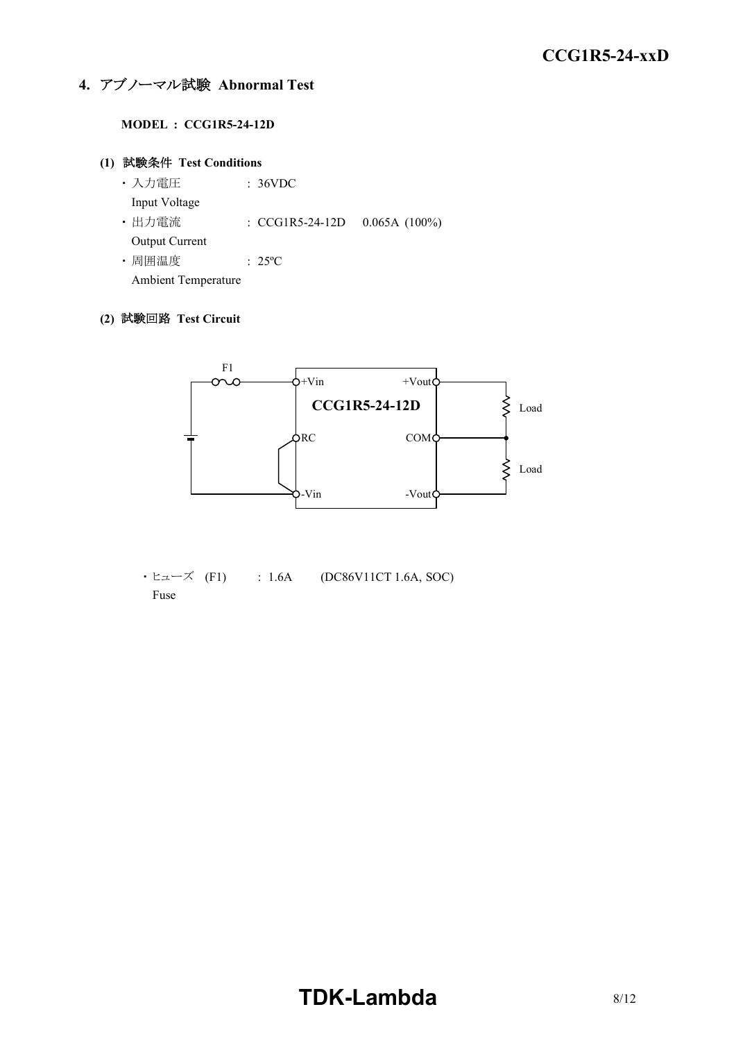## 4. アブノーマル試験 Abnormal Test

**MODEL : CCG1R5-24-12D**

### (1) 試験条件 Test Conditions

- 入力電圧 : 36VDC
  Input Voltage
- 出力電流 : CCG1R5-24-12D 0.065A (100%)
  Output Current
- 周囲温度 : 25ºC
  Ambient Temperature

### (2) 試験回路 Test Circuit

F1

+Vin +Vout

CCG1R5-24-12D

RC COM

-Vin -Vout

Load

Load

- ヒューズ (F1) : 1.6A (DC86V11CT 1.6A, SOC)
  Fuse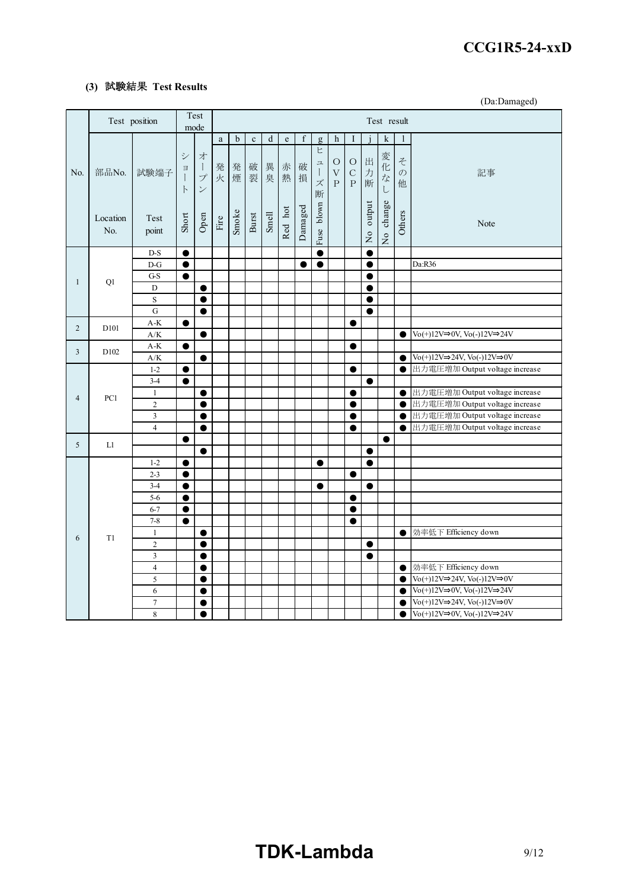### (3) 試験結果 Test Results

(Da:Damaged)

| No. | 部品No. Location No. | 試験端子 Test point | ショート Short | オープン Open | a 発火 Fire | b 発煙 Smoke | c 破裂 Burst | d 異臭 Smell | e 赤熱 Red hot | f 破損 Damaged | g ヒューズ断 Fuse blown | h OVP | I OCP | j 出力断 No output | k 変化なし No change | l その他 Others | 記事 Note |
|---|---|---|---|---|---|---|---|---|---|---|---|---|---|---|---|---|---|
| 1 | Q1 | D-S | ● | | | | | | | | ● | | | ● | | | |
| | | D-G | ● | | | | | | | ● | ● | | | ● | | | Da:R36 |
| | | G-S | ● | | | | | | | | | | | ● | | | |
| | | D | | ● | | | | | | | | | | ● | | | |
| | | S | | ● | | | | | | | | | | ● | | | |
| | | G | | ● | | | | | | | | | | ● | | | |
| 2 | D101 | A-K | ● | | | | | | | | | | ● | | | | |
| | | A/K | | ● | | | | | | | | | | | | ● | Vo(+)12V⇒0V, Vo(-)12V⇒24V |
| 3 | D102 | A-K | ● | | | | | | | | | | ● | | | | |
| | | A/K | | ● | | | | | | | | | | | | ● | Vo(+)12V⇒24V, Vo(-)12V⇒0V |
| 4 | PC1 | 1-2 | ● | | | | | | | | | | ● | | | ● | 出力電圧増加 Output voltage increase |
| | | 3-4 | ● | | | | | | | | | | | ● | | | |
| | | 1 | | ● | | | | | | | | | ● | | | ● | 出力電圧増加 Output voltage increase |
| | | 2 | | ● | | | | | | | | | ● | | | ● | 出力電圧増加 Output voltage increase |
| | | 3 | | ● | | | | | | | | | ● | | | ● | 出力電圧増加 Output voltage increase |
| | | 4 | | ● | | | | | | | | | ● | | | ● | 出力電圧増加 Output voltage increase |
| 5 | L1 | | ● | | | | | | | | | | | | ● | | |
| | | | | ● | | | | | | | | | | ● | | | |
| 6 | T1 | 1-2 | ● | | | | | | | | ● | | | ● | | | |
| | | 2-3 | ● | | | | | | | | | | ● | | | | |
| | | 3-4 | ● | | | | | | | | ● | | | ● | | | |
| | | 5-6 | ● | | | | | | | | | | ● | | | | |
| | | 6-7 | ● | | | | | | | | | | ● | | | | |
| | | 7-8 | ● | | | | | | | | | | ● | | | | |
| | | 1 | | ● | | | | | | | | | | | | ● | 効率低下 Efficiency down |
| | | 2 | | ● | | | | | | | | | | ● | | | |
| | | 3 | | ● | | | | | | | | | | ● | | | |
| | | 4 | | ● | | | | | | | | | | | | ● | 効率低下 Efficiency down |
| | | 5 | | ● | | | | | | | | | | | | ● | Vo(+)12V⇒24V, Vo(-)12V⇒0V |
| | | 6 | | ● | | | | | | | | | | | | ● | Vo(+)12V⇒0V, Vo(-)12V⇒24V |
| | | 7 | | ● | | | | | | | | | | | | ● | Vo(+)12V⇒24V, Vo(-)12V⇒0V |
| | | 8 | | ● | | | | | | | | | | | | ● | Vo(+)12V⇒0V, Vo(-)12V⇒24V |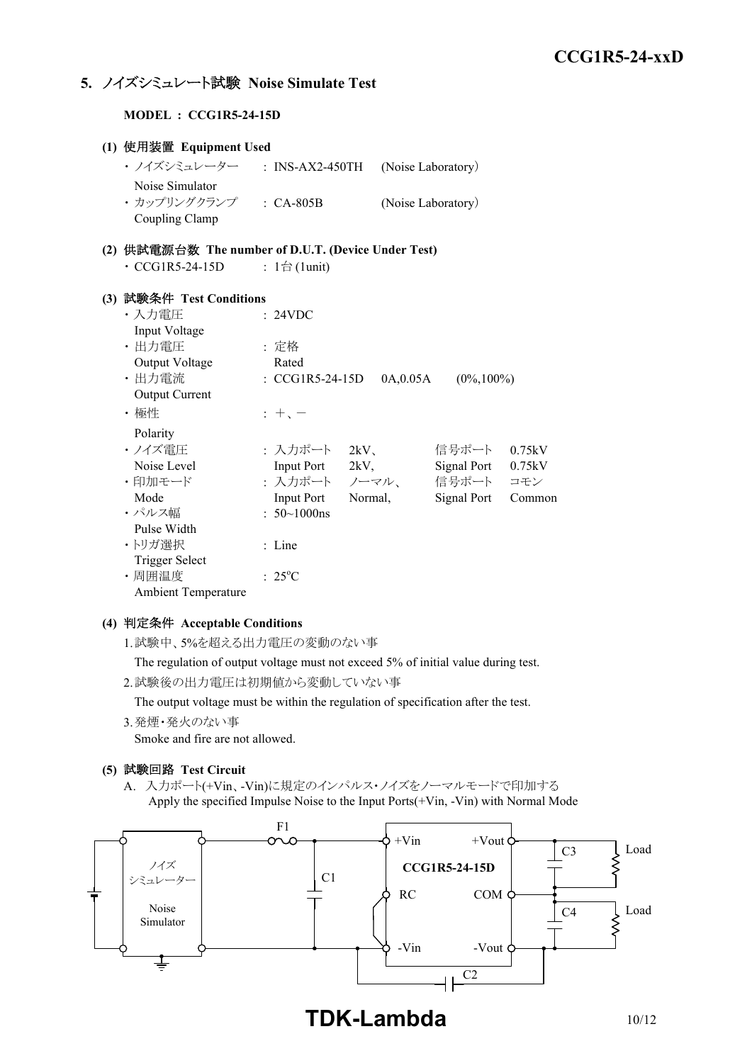## 5. ノイズシミュレート試験 Noise Simulate Test

**MODEL : CCG1R5-24-15D**

### (1) 使用装置 Equipment Used

- ノイズシミュレーター Noise Simulator : INS-AX2-450TH (Noise Laboratory)
- カップリングクランプ Coupling Clamp : CA-805B (Noise Laboratory)

### (2) 供試電源台数 The number of D.U.T. (Device Under Test)

- CCG1R5-24-15D : 1台 (1unit)

### (3) 試験条件 Test Conditions

- 入力電圧 Input Voltage : 24VDC
- 出力電圧 Output Voltage : 定格 Rated
- 出力電流 Output Current : CCG1R5-24-15D 0A,0.05A (0%,100%)
- 極性 Polarity : ＋、－
- ノイズ電圧 Noise Level : 入力ポート Input Port 2kV、 信号ポート Signal Port 0.75kV
- 印加モード Mode : 入力ポート Input Port ノーマル、Normal, 信号ポート Signal Port コモン Common
- パルス幅 Pulse Width : 50~1000ns
- トリガ選択 Trigger Select : Line
- 周囲温度 Ambient Temperature : 25°C

### (4) 判定条件 Acceptable Conditions

1. 試験中、5%を超える出力電圧の変動のない事
   The regulation of output voltage must not exceed 5% of initial value during test.
2. 試験後の出力電圧は初期値から変動していない事
   The output voltage must be within the regulation of specification after the test.
3. 発煙・発火のない事
   Smoke and fire are not allowed.

### (5) 試験回路 Test Circuit

A. 入力ポート(+Vin、-Vin)に規定のインパルス・ノイズをノーマルモードで印加する
Apply the specified Impulse Noise to the Input Ports(+Vin, -Vin) with Normal Mode

ノイズシミュレーター Noise Simulator, F1, C1, +Vin, RC, -Vin, CCG1R5-24-15D, +Vout, COM, -Vout, C2, C3, C4, Load, Load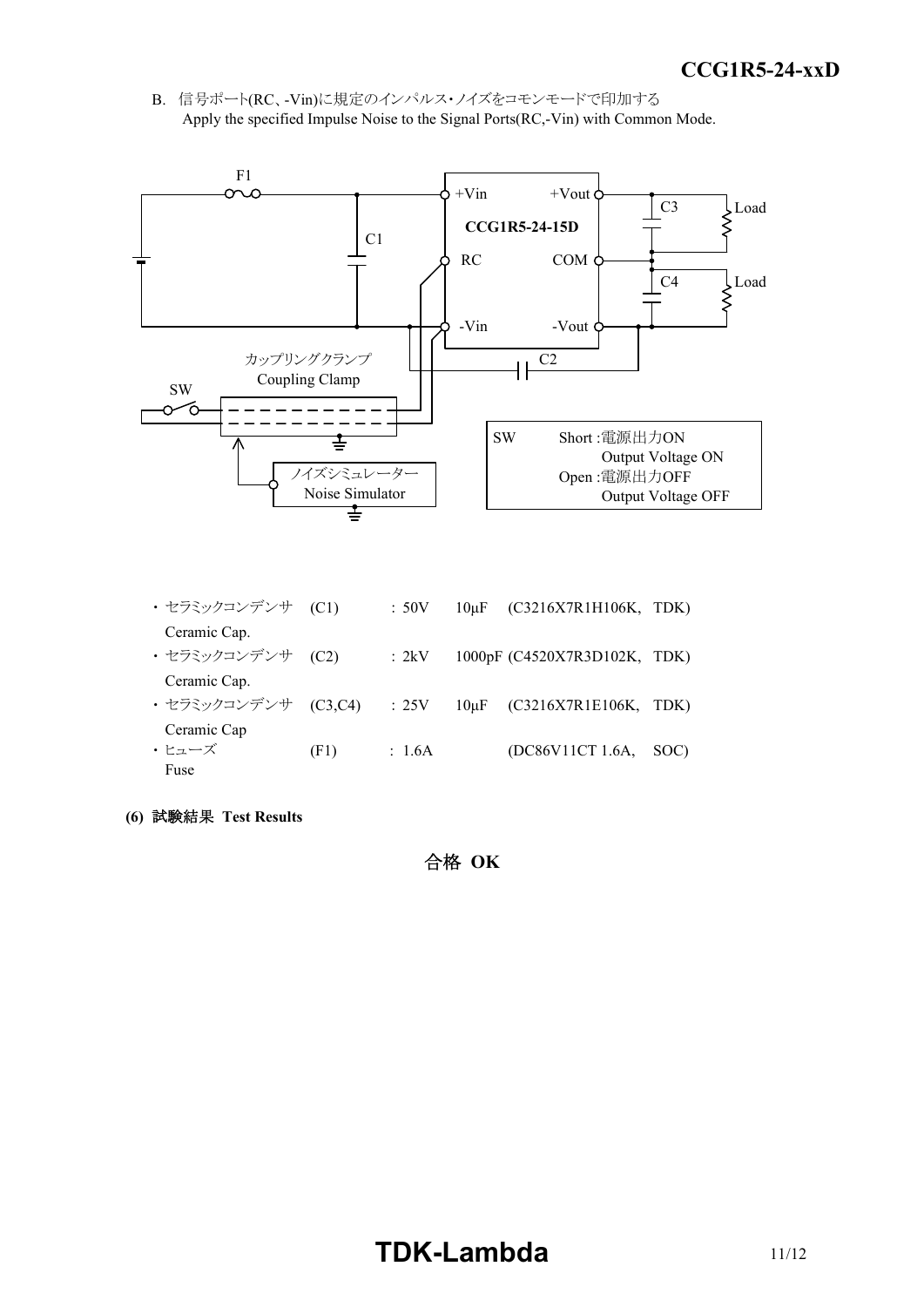B.　信号ポート(RC、-Vin)に規定のインパルス･ノイズをコモンモードで印加する
Apply the specified Impulse Noise to the Signal Ports(RC,-Vin) with Common Mode.

| SW | |
|---|---|
| Short :電源出力ON | Output Voltage ON |
| Open :電源出力OFF | Output Voltage OFF |

| | | | | |
|---|---|---|---|---|
| ・セラミックコンデンサ Ceramic Cap. | (C1) | : 50V | 10μF | (C3216X7R1H106K, TDK) |
| ・セラミックコンデンサ Ceramic Cap. | (C2) | : 2kV | 1000pF | (C4520X7R3D102K, TDK) |
| ・セラミックコンデンサ Ceramic Cap | (C3,C4) | : 25V | 10μF | (C3216X7R1E106K, TDK) |
| ・ヒューズ Fuse | (F1) | : 1.6A | | (DC86V11CT 1.6A, SOC) |

**(6) 試験結果 Test Results**

合格 **OK**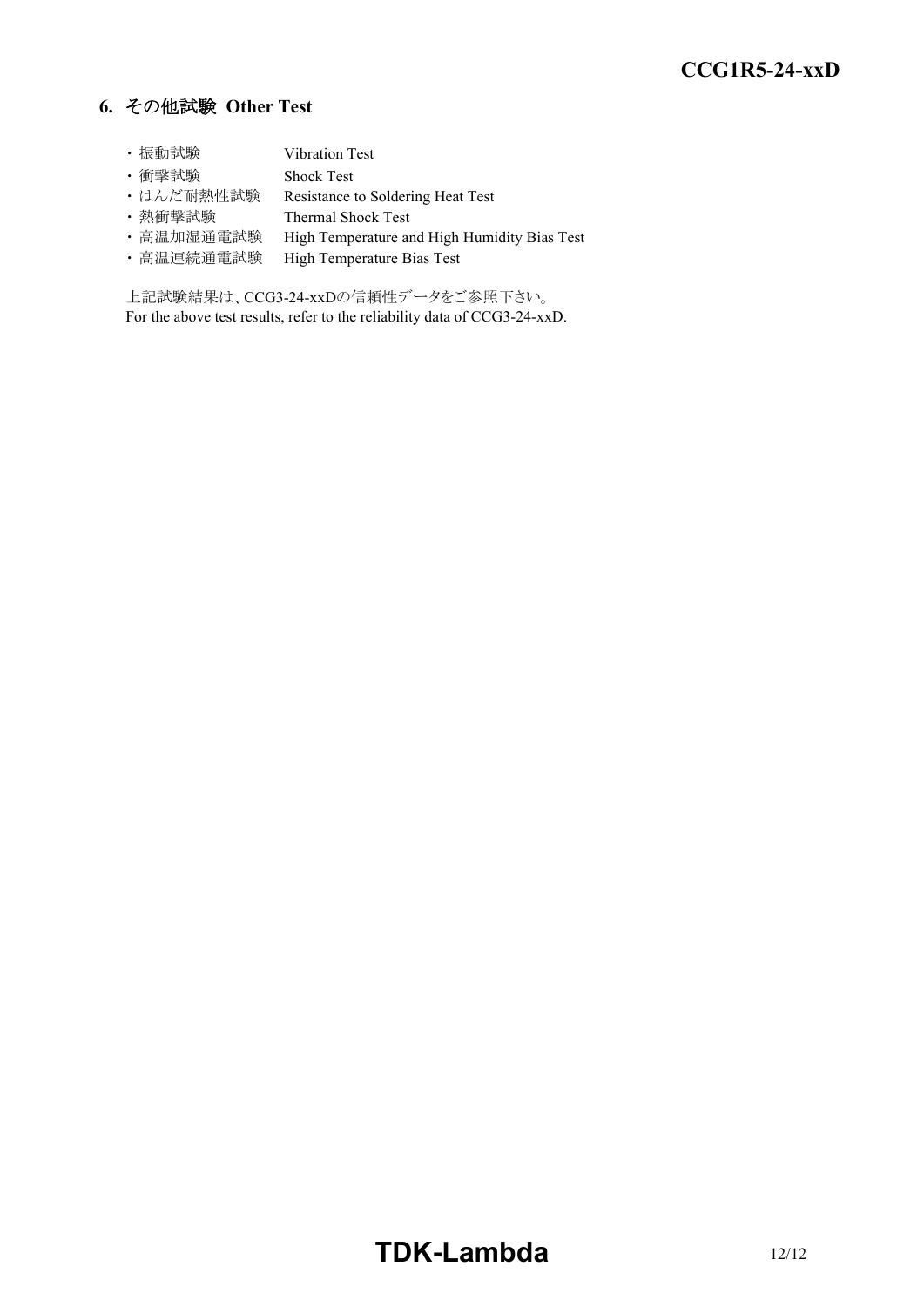## 6. その他試験 Other Test

- ・振動試験 Vibration Test
- ・衝撃試験 Shock Test
- ・はんだ耐熱性試験 Resistance to Soldering Heat Test
- ・熱衝撃試験 Thermal Shock Test
- ・高温加湿通電試験 High Temperature and High Humidity Bias Test
- ・高温連続通電試験 High Temperature Bias Test

上記試験結果は、CCG3-24-xxDの信頼性データをご参照下さい。
For the above test results, refer to the reliability data of CCG3-24-xxD.